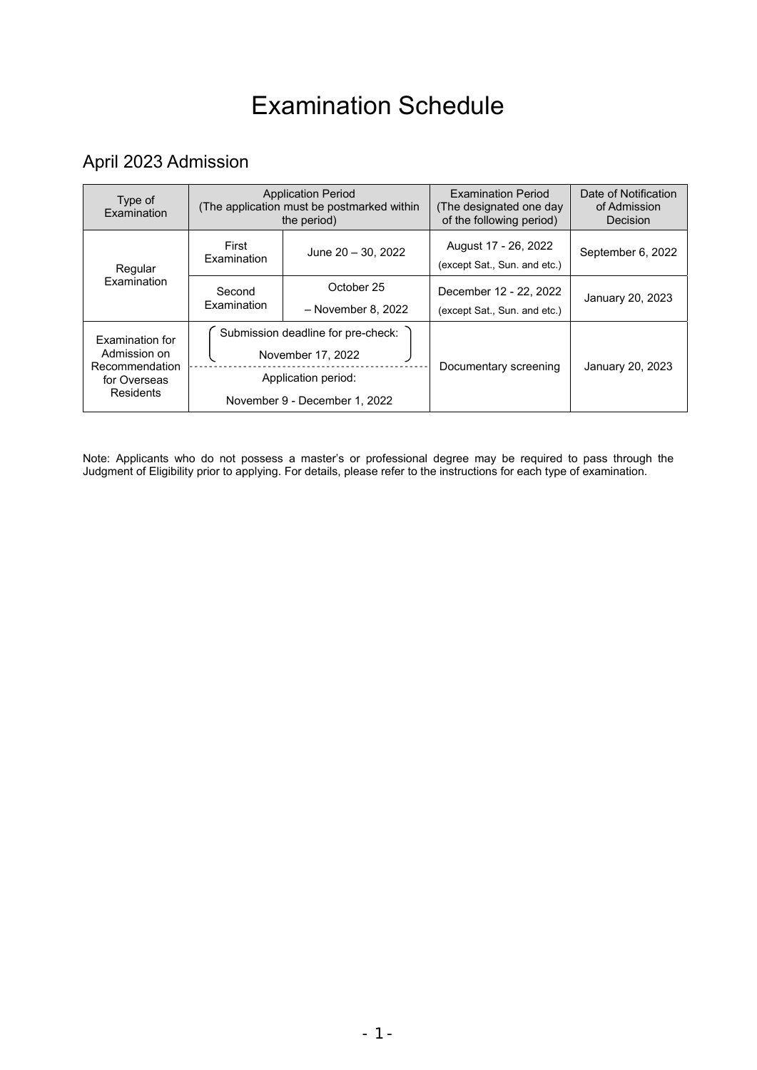# Examination Schedule

## April 2023 Admission

| Type of Examination | Application Period (The application must be postmarked within the period) | | Examination Period (The designated one day of the following period) | Date of Notification of Admission Decision |
|---|---|---|---|---|
| Regular Examination | First Examination | June 20 – 30, 2022 | August 17 - 26, 2022 (except Sat., Sun. and etc.) | September 6, 2022 |
| | Second Examination | October 25 – November 8, 2022 | December 12 - 22, 2022 (except Sat., Sun. and etc.) | January 20, 2023 |
| Examination for Admission on Recommendation for Overseas Residents | (Submission deadline for pre-check: November 17, 2022) Application period: November 9 - December 1, 2022 | | Documentary screening | January 20, 2023 |

Note: Applicants who do not possess a master's or professional degree may be required to pass through the Judgment of Eligibility prior to applying. For details, please refer to the instructions for each type of examination.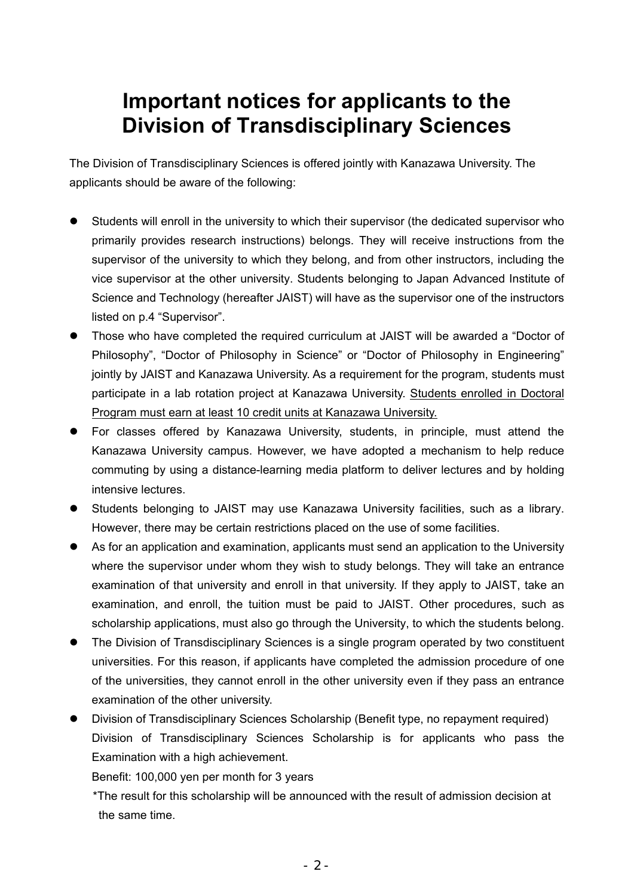# Important notices for applicants to the Division of Transdisciplinary Sciences

The Division of Transdisciplinary Sciences is offered jointly with Kanazawa University. The applicants should be aware of the following:

- Students will enroll in the university to which their supervisor (the dedicated supervisor who primarily provides research instructions) belongs. They will receive instructions from the supervisor of the university to which they belong, and from other instructors, including the vice supervisor at the other university. Students belonging to Japan Advanced Institute of Science and Technology (hereafter JAIST) will have as the supervisor one of the instructors listed on p.4 "Supervisor".
- Those who have completed the required curriculum at JAIST will be awarded a "Doctor of Philosophy", "Doctor of Philosophy in Science" or "Doctor of Philosophy in Engineering" jointly by JAIST and Kanazawa University. As a requirement for the program, students must participate in a lab rotation project at Kanazawa University. <u>Students enrolled in Doctoral Program must earn at least 10 credit units at Kanazawa University.</u>
- For classes offered by Kanazawa University, students, in principle, must attend the Kanazawa University campus. However, we have adopted a mechanism to help reduce commuting by using a distance-learning media platform to deliver lectures and by holding intensive lectures.
- Students belonging to JAIST may use Kanazawa University facilities, such as a library. However, there may be certain restrictions placed on the use of some facilities.
- As for an application and examination, applicants must send an application to the University where the supervisor under whom they wish to study belongs. They will take an entrance examination of that university and enroll in that university. If they apply to JAIST, take an examination, and enroll, the tuition must be paid to JAIST. Other procedures, such as scholarship applications, must also go through the University, to which the students belong.
- The Division of Transdisciplinary Sciences is a single program operated by two constituent universities. For this reason, if applicants have completed the admission procedure of one of the universities, they cannot enroll in the other university even if they pass an entrance examination of the other university.
- Division of Transdisciplinary Sciences Scholarship (Benefit type, no repayment required)
  Division of Transdisciplinary Sciences Scholarship is for applicants who pass the Examination with a high achievement.
  
  Benefit: 100,000 yen per month for 3 years
  
  *The result for this scholarship will be announced with the result of admission decision at the same time.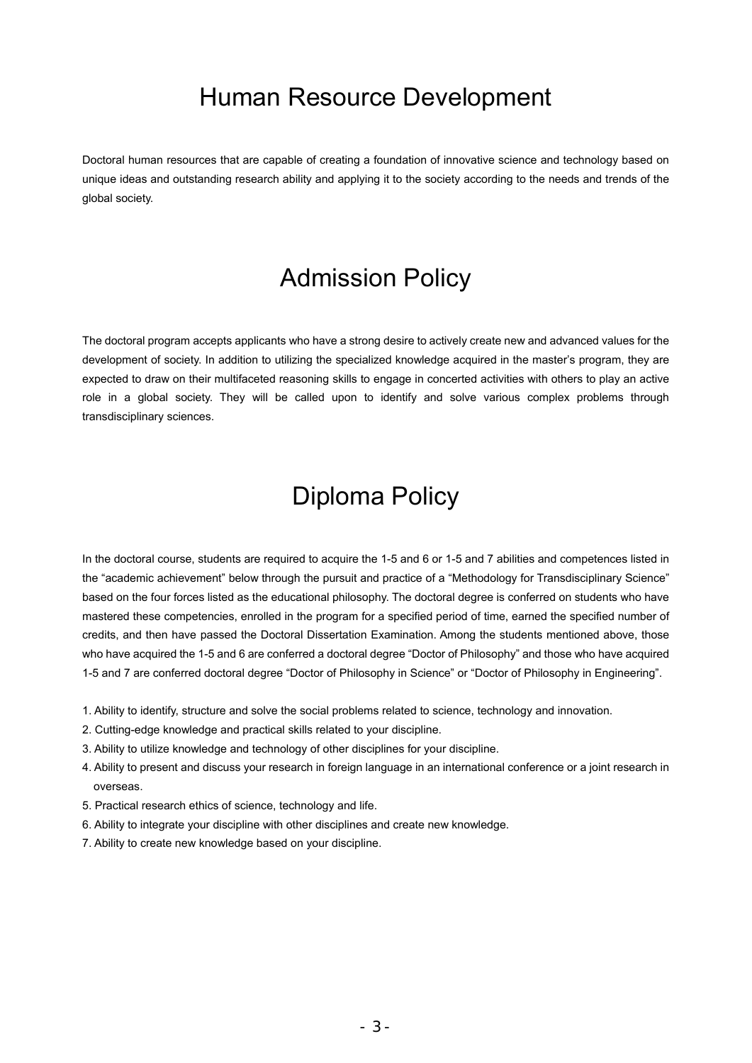# Human Resource Development

Doctoral human resources that are capable of creating a foundation of innovative science and technology based on unique ideas and outstanding research ability and applying it to the society according to the needs and trends of the global society.

# Admission Policy

The doctoral program accepts applicants who have a strong desire to actively create new and advanced values for the development of society. In addition to utilizing the specialized knowledge acquired in the master's program, they are expected to draw on their multifaceted reasoning skills to engage in concerted activities with others to play an active role in a global society. They will be called upon to identify and solve various complex problems through transdisciplinary sciences.

# Diploma Policy

In the doctoral course, students are required to acquire the 1-5 and 6 or 1-5 and 7 abilities and competences listed in the "academic achievement" below through the pursuit and practice of a "Methodology for Transdisciplinary Science" based on the four forces listed as the educational philosophy. The doctoral degree is conferred on students who have mastered these competencies, enrolled in the program for a specified period of time, earned the specified number of credits, and then have passed the Doctoral Dissertation Examination. Among the students mentioned above, those who have acquired the 1-5 and 6 are conferred a doctoral degree "Doctor of Philosophy" and those who have acquired 1-5 and 7 are conferred doctoral degree "Doctor of Philosophy in Science" or "Doctor of Philosophy in Engineering".

1. Ability to identify, structure and solve the social problems related to science, technology and innovation.
2. Cutting-edge knowledge and practical skills related to your discipline.
3. Ability to utilize knowledge and technology of other disciplines for your discipline.
4. Ability to present and discuss your research in foreign language in an international conference or a joint research in overseas.
5. Practical research ethics of science, technology and life.
6. Ability to integrate your discipline with other disciplines and create new knowledge.
7. Ability to create new knowledge based on your discipline.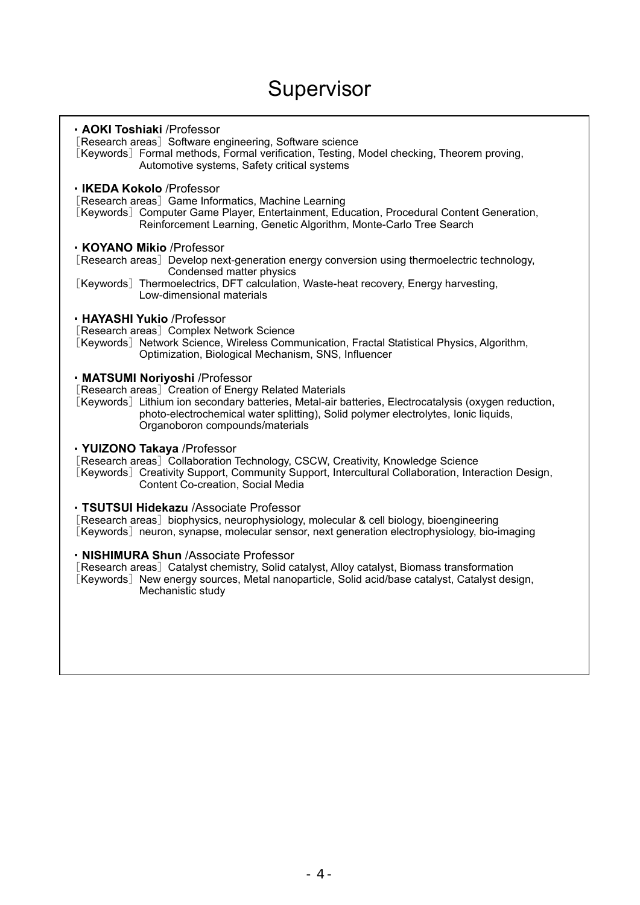# Supervisor

- **AOKI Toshiaki** /Professor
  ［Research areas］Software engineering, Software science
  ［Keywords］Formal methods, Formal verification, Testing, Model checking, Theorem proving, Automotive systems, Safety critical systems

- **IKEDA Kokolo** /Professor
  ［Research areas］Game Informatics, Machine Learning
  ［Keywords］Computer Game Player, Entertainment, Education, Procedural Content Generation, Reinforcement Learning, Genetic Algorithm, Monte-Carlo Tree Search

- **KOYANO Mikio** /Professor
  ［Research areas］Develop next-generation energy conversion using thermoelectric technology, Condensed matter physics
  ［Keywords］Thermoelectrics, DFT calculation, Waste-heat recovery, Energy harvesting, Low-dimensional materials

- **HAYASHI Yukio** /Professor
  ［Research areas］Complex Network Science
  ［Keywords］Network Science, Wireless Communication, Fractal Statistical Physics, Algorithm, Optimization, Biological Mechanism, SNS, Influencer

- **MATSUMI Noriyoshi** /Professor
  ［Research areas］Creation of Energy Related Materials
  ［Keywords］Lithium ion secondary batteries, Metal-air batteries, Electrocatalysis (oxygen reduction, photo-electrochemical water splitting), Solid polymer electrolytes, Ionic liquids, Organoboron compounds/materials

- **YUIZONO Takaya** /Professor
  ［Research areas］Collaboration Technology, CSCW, Creativity, Knowledge Science
  ［Keywords］Creativity Support, Community Support, Intercultural Collaboration, Interaction Design, Content Co-creation, Social Media

- **TSUTSUI Hidekazu** /Associate Professor
  ［Research areas］biophysics, neurophysiology, molecular & cell biology, bioengineering
  ［Keywords］neuron, synapse, molecular sensor, next generation electrophysiology, bio-imaging

- **NISHIMURA Shun** /Associate Professor
  ［Research areas］Catalyst chemistry, Solid catalyst, Alloy catalyst, Biomass transformation
  ［Keywords］New energy sources, Metal nanoparticle, Solid acid/base catalyst, Catalyst design, Mechanistic study